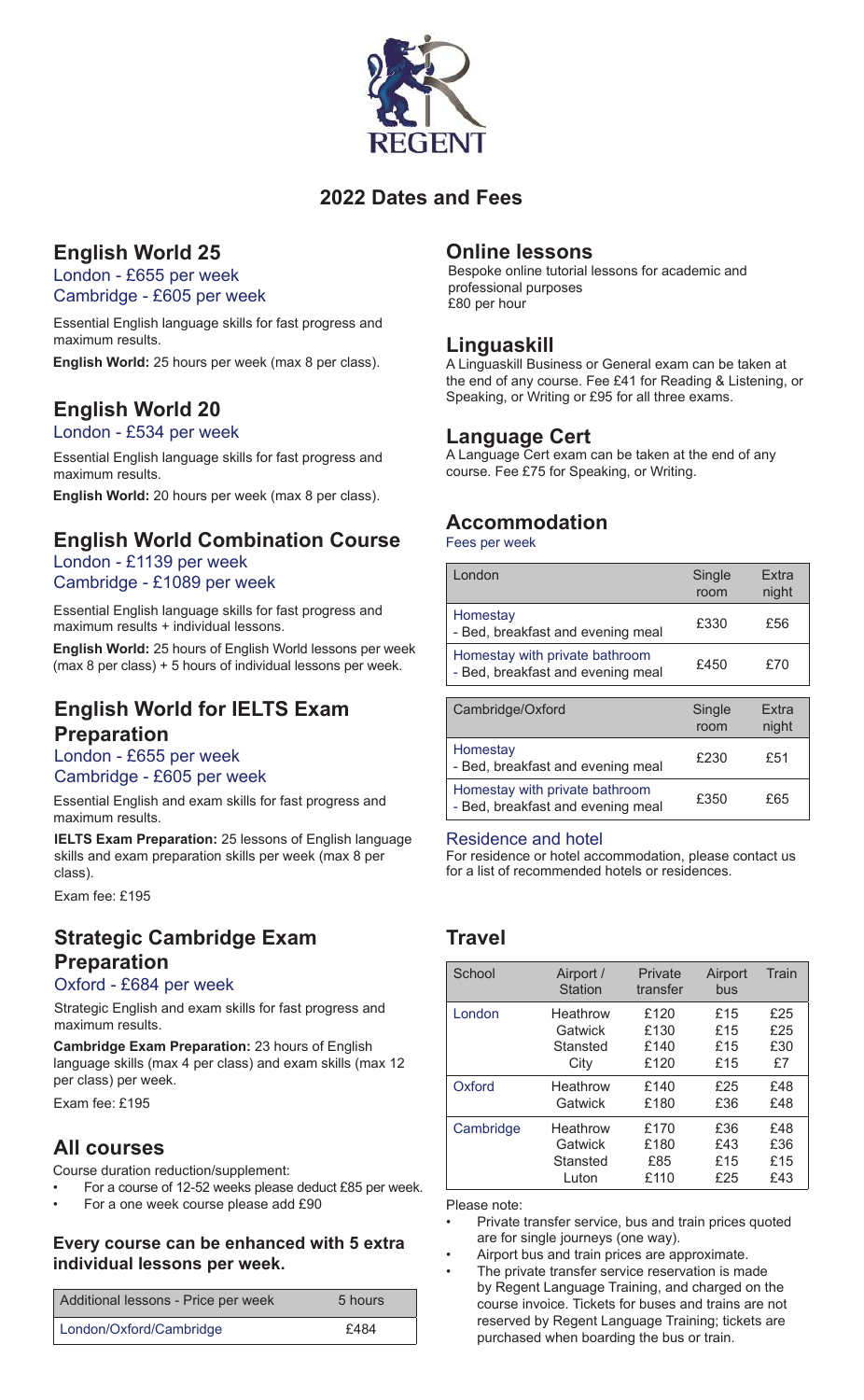REGENT

# 2022 Dates and Fees

## English World 25

London - £655 per week
Cambridge - £605 per week

Essential English language skills for fast progress and maximum results.

**English World:** 25 hours per week (max 8 per class).

## English World 20

London - £534 per week

Essential English language skills for fast progress and maximum results.

**English World:** 20 hours per week (max 8 per class).

## English World Combination Course

London - £1139 per week
Cambridge - £1089 per week

Essential English language skills for fast progress and maximum results + individual lessons.

**English World:** 25 hours of English World lessons per week (max 8 per class) + 5 hours of individual lessons per week.

## English World for IELTS Exam Preparation

London - £655 per week
Cambridge - £605 per week

Essential English and exam skills for fast progress and maximum results.

**IELTS Exam Preparation:** 25 lessons of English language skills and exam preparation skills per week (max 8 per class).

Exam fee: £195

## Strategic Cambridge Exam Preparation

Oxford - £684 per week

Strategic English and exam skills for fast progress and maximum results.

**Cambridge Exam Preparation:** 23 hours of English language skills (max 4 per class) and exam skills (max 12 per class) per week.

Exam fee: £195

## All courses

Course duration reduction/supplement:

- For a course of 12-52 weeks please deduct £85 per week.
- For a one week course please add £90

### Every course can be enhanced with 5 extra individual lessons per week.

| Additional lessons - Price per week | 5 hours |
|---|---|
| London/Oxford/Cambridge | £484 |

## Online lessons

Bespoke online tutorial lessons for academic and professional purposes
£80 per hour

## Linguaskill

A Linguaskill Business or General exam can be taken at the end of any course. Fee £41 for Reading & Listening, or Speaking, or Writing or £95 for all three exams.

## Language Cert

A Language Cert exam can be taken at the end of any course. Fee £75 for Speaking, or Writing.

## Accommodation

Fees per week

| London | Single room | Extra night |
|---|---|---|
| Homestay - Bed, breakfast and evening meal | £330 | £56 |
| Homestay with private bathroom - Bed, breakfast and evening meal | £450 | £70 |

| Cambridge/Oxford | Single room | Extra night |
|---|---|---|
| Homestay - Bed, breakfast and evening meal | £230 | £51 |
| Homestay with private bathroom - Bed, breakfast and evening meal | £350 | £65 |

### Residence and hotel

For residence or hotel accommodation, please contact us for a list of recommended hotels or residences.

## Travel

| School | Airport / Station | Private transfer | Airport bus | Train |
|---|---|---|---|---|
| London | Heathrow | £120 | £15 | £25 |
| | Gatwick | £130 | £15 | £25 |
| | Stansted | £140 | £15 | £30 |
| | City | £120 | £15 | £7 |
| Oxford | Heathrow | £140 | £25 | £48 |
| | Gatwick | £180 | £36 | £48 |
| Cambridge | Heathrow | £170 | £36 | £48 |
| | Gatwick | £180 | £43 | £36 |
| | Stansted | £85 | £15 | £15 |
| | Luton | £110 | £25 | £43 |

Please note:

- Private transfer service, bus and train prices quoted are for single journeys (one way).
- Airport bus and train prices are approximate.
- The private transfer service reservation is made by Regent Language Training, and charged on the course invoice. Tickets for buses and trains are not reserved by Regent Language Training; tickets are purchased when boarding the bus or train.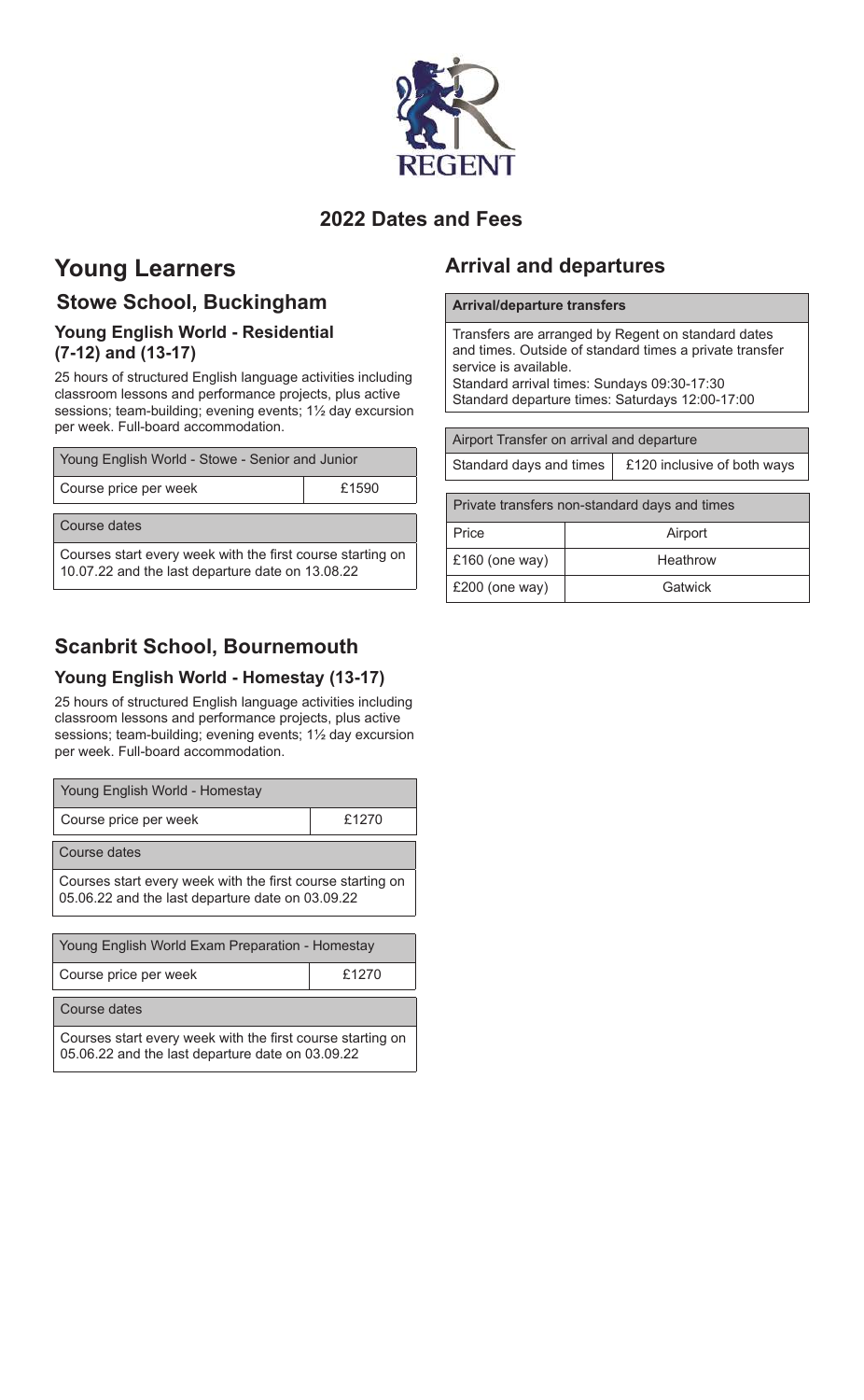REGENT

## 2022 Dates and Fees

# Young Learners

## Stowe School, Buckingham

### Young English World - Residential (7-12) and (13-17)

25 hours of structured English language activities including classroom lessons and performance projects, plus active sessions; team-building; evening events; 1½ day excursion per week. Full-board accommodation.

| Young English World - Stowe - Senior and Junior | |
|---|---|
| Course price per week | £1590 |

| Course dates |
|---|
| Courses start every week with the first course starting on 10.07.22 and the last departure date on 13.08.22 |

## Scanbrit School, Bournemouth

### Young English World - Homestay (13-17)

25 hours of structured English language activities including classroom lessons and performance projects, plus active sessions; team-building; evening events; 1½ day excursion per week. Full-board accommodation.

| Young English World - Homestay | |
|---|---|
| Course price per week | £1270 |

| Course dates |
|---|
| Courses start every week with the first course starting on 05.06.22 and the last departure date on 03.09.22 |

| Young English World Exam Preparation - Homestay | |
|---|---|
| Course price per week | £1270 |

| Course dates |
|---|
| Courses start every week with the first course starting on 05.06.22 and the last departure date on 03.09.22 |

# Arrival and departures

| **Arrival/departure transfers** |
|---|
| Transfers are arranged by Regent on standard dates and times. Outside of standard times a private transfer service is available.<br>Standard arrival times: Sundays 09:30-17:30<br>Standard departure times: Saturdays 12:00-17:00 |

| Airport Transfer on arrival and departure | |
|---|---|
| Standard days and times | £120 inclusive of both ways |

| Private transfers non-standard days and times | |
|---|---|
| Price | Airport |
| £160 (one way) | Heathrow |
| £200 (one way) | Gatwick |